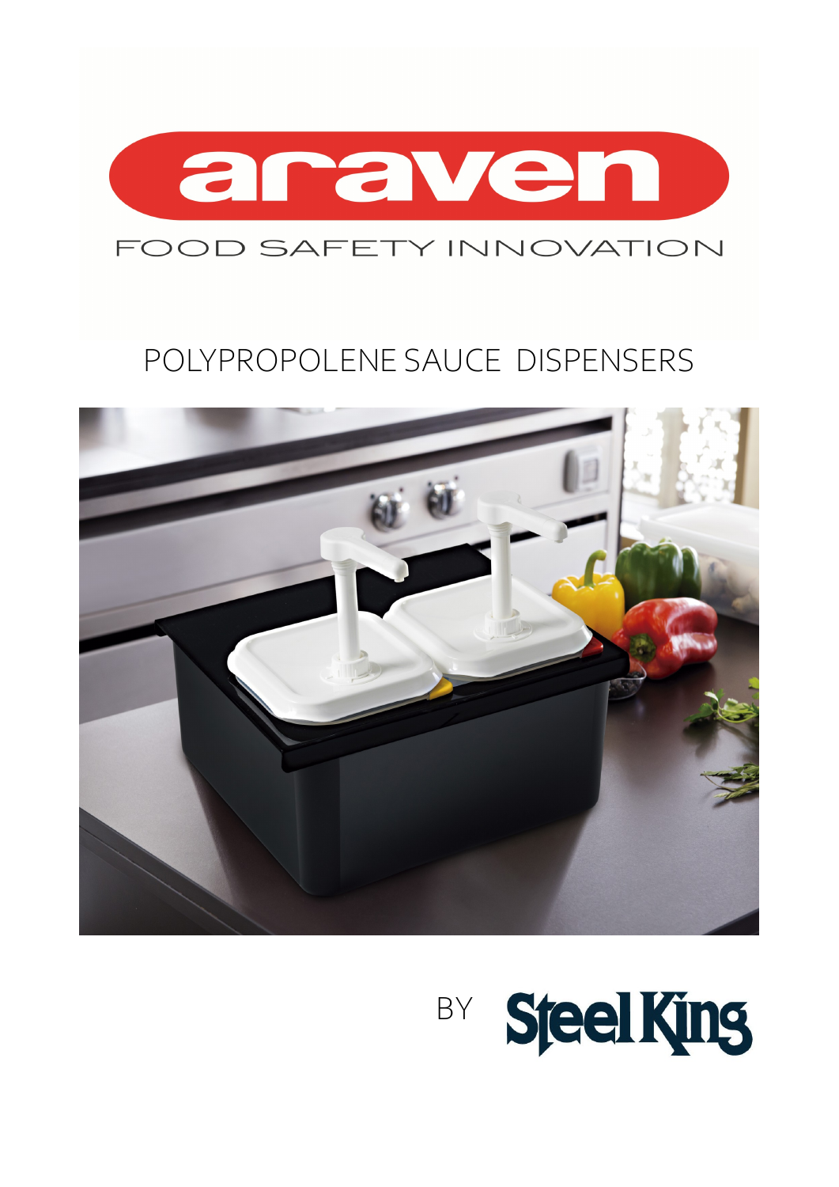araven

FOOD SAFETY INNOVATION

# POLYPROPOLENE SAUCE DISPENSERS

BY Steel King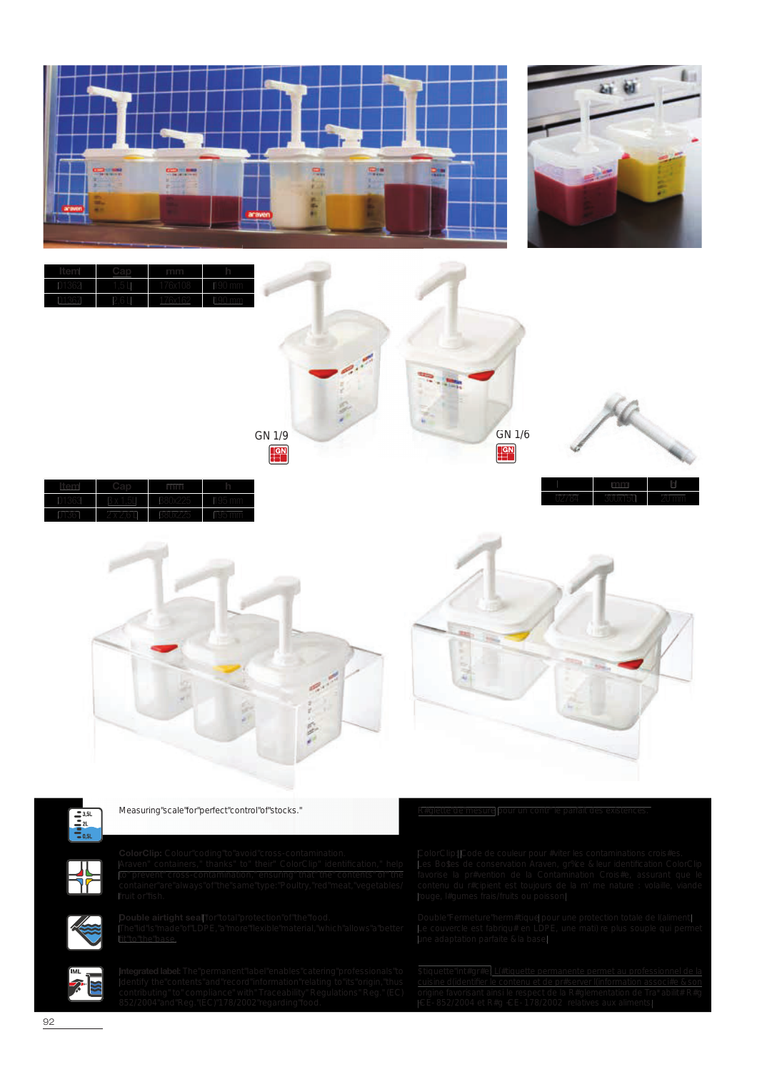| Item | Cap | mm | h |
|---|---|---|---|
| 01362 | 1,5 L | 176x108 | 190 mm |
| 01367 | 2,6 L | 176x162 | 100 mm |

GN 1/9

GN 1/6

| Item | Cap | mm | h |
|---|---|---|---|
| 01363 | 3x 1,5 L | 380x225 | 185 mm |
| 01361 | 2x 2,6 L | 380x225 | 195 mm |

| I | mm | H |
|---|---|---|
| 02784 | 300x150 | 20 mm |

Measuring scale for perfect control of stocks.

Réglette de mesure pour un contrôle parfait des existences.

**ColorClip:** Colour coding to avoid cross-contamination. Araven containers, thanks to their ColorClip identification, help to prevent cross-contamination, ensuring that the contents of the container are always of the same type: Poultry, red meat, vegetables/fruit or fish.

ColorClip: Code de couleur pour éviter les contaminations croisées. Les Boîtes de conservation Araven, grâce à leur identification ColorClip favorise la prévention de la Contamination Croisée, assurant que le contenu du récipient est toujours de la même nature : volaille, viande rouge, légumes frais/fruits ou poisson.

**Double airtight seal** for total protection of the food. The lid is made of LDPE, a more flexible material, which allows a better fit to the base.

Double Fermeture hermétique pour une protection totale de l'aliment. Le couvercle est fabriqué en LDPE, une matière plus souple qui permet une adaptation parfaite à la base.

**Integrated label:** The permanent label enables catering professionals to identify the contents and record information relating to its origin, thus contributing to compliance with Traceability Regulations Reg. (EC) 852/2004 and Reg. (EC) 178/2002 regarding food.

Étiquette intégrée. L'étiquette permanente permet au professionnel de la cuisine d'identifier le contenu et de préserver l'information associée à son origine favorisant ainsi le respect de la Réglementation de Traçabilité Règ. CE- 852/2004 et Règ. CE- 178/2002 relatives aux aliments.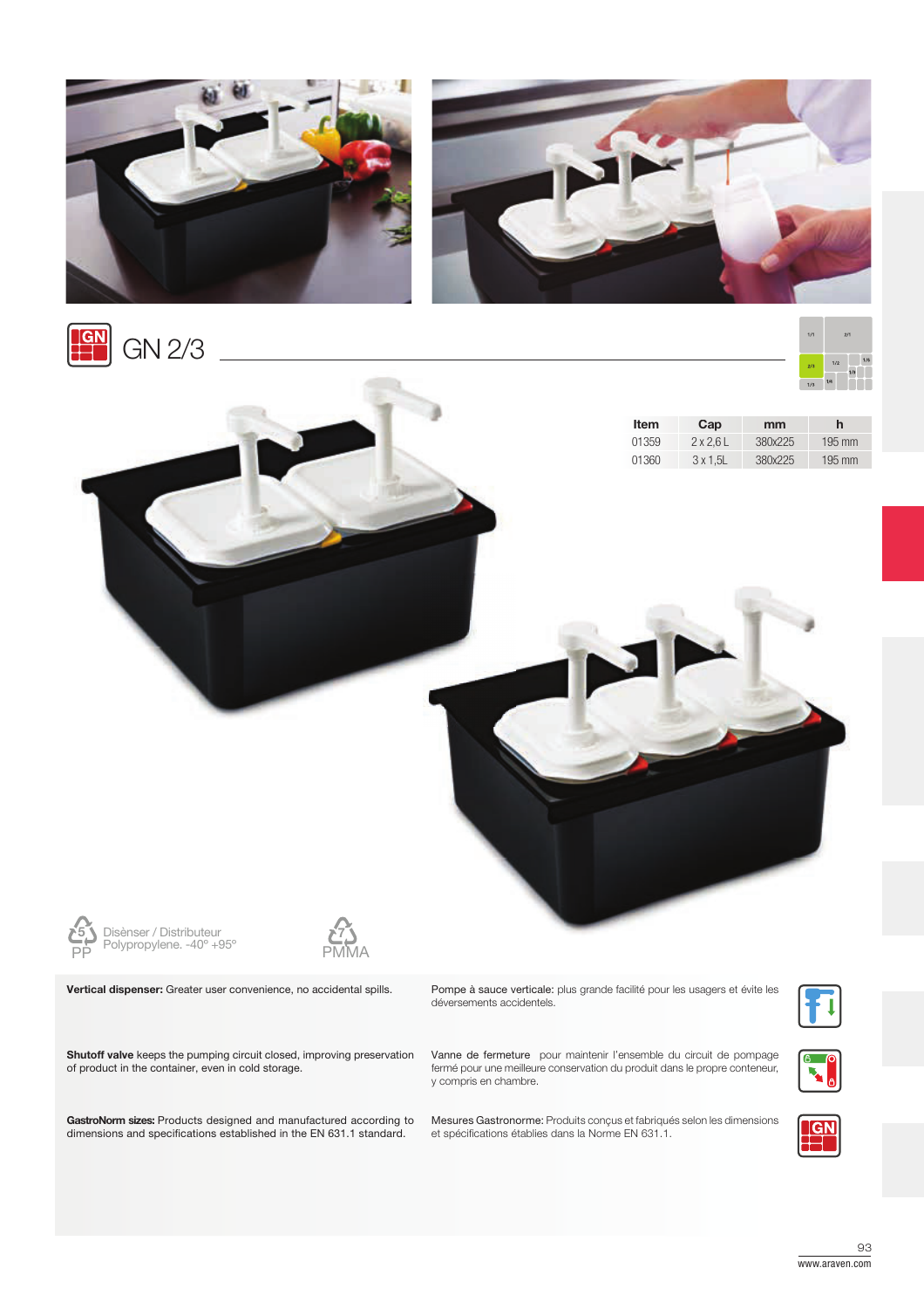# GN 2/3

| Item | Cap | mm | h |
|---|---|---|---|
| 01359 | 2 x 2,6 L | 380x225 | 195 mm |
| 01360 | 3 x 1,5L | 380x225 | 195 mm |

PP Disènser / Distributeur
Polypropylene. -40º +95º

PMMA

**Vertical dispenser:** Greater user convenience, no accidental spills.

Pompe à sauce verticale: plus grande facilité pour les usagers et évite les déversements accidentels.

**Shutoff valve** keeps the pumping circuit closed, improving preservation of product in the container, even in cold storage.

Vanne de fermeture pour maintenir l'ensemble du circuit de pompage fermé pour une meilleure conservation du produit dans le propre conteneur, y compris en chambre.

**GastroNorm sizes:** Products designed and manufactured according to dimensions and specifications established in the EN 631.1 standard.

Mesures Gastronorme: Produits conçus et fabriqués selon les dimensions et spécifications établies dans la Norme EN 631.1.

www.araven.com